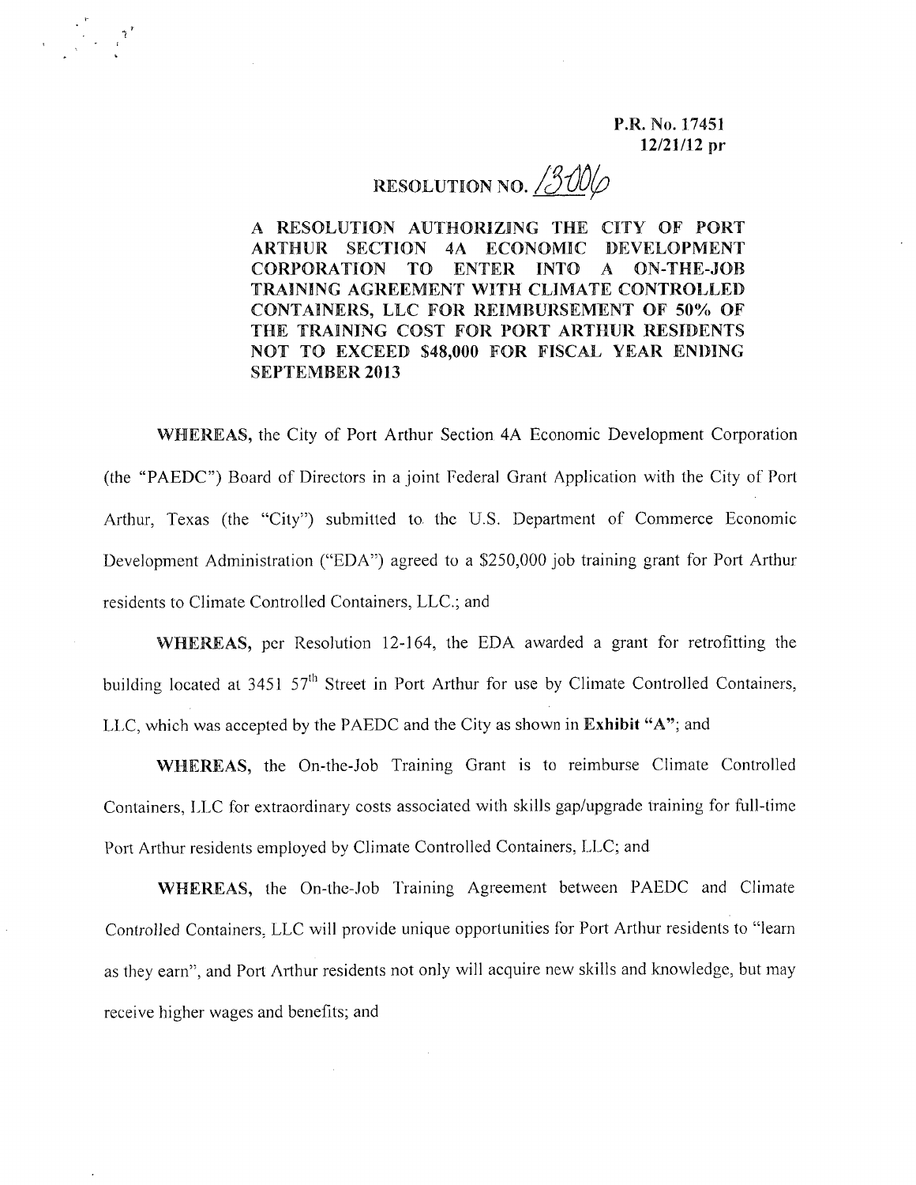P.R. No. 17451
12/21/12 pr

# RESOLUTION NO. 13006

**A RESOLUTION AUTHORIZING THE CITY OF PORT ARTHUR SECTION 4A ECONOMIC DEVELOPMENT CORPORATION TO ENTER INTO A ON-THE-JOB TRAINING AGREEMENT WITH CLIMATE CONTROLLED CONTAINERS, LLC FOR REIMBURSEMENT OF 50% OF THE TRAINING COST FOR PORT ARTHUR RESIDENTS NOT TO EXCEED $48,000 FOR FISCAL YEAR ENDING SEPTEMBER 2013**

**WHEREAS,** the City of Port Arthur Section 4A Economic Development Corporation (the "PAEDC") Board of Directors in a joint Federal Grant Application with the City of Port Arthur, Texas (the "City") submitted to the U.S. Department of Commerce Economic Development Administration ("EDA") agreed to a $250,000 job training grant for Port Arthur residents to Climate Controlled Containers, LLC.; and

**WHEREAS,** per Resolution 12-164, the EDA awarded a grant for retrofitting the building located at 3451 57th Street in Port Arthur for use by Climate Controlled Containers, LLC, which was accepted by the PAEDC and the City as shown in **Exhibit "A"**; and

**WHEREAS,** the On-the-Job Training Grant is to reimburse Climate Controlled Containers, LLC for extraordinary costs associated with skills gap/upgrade training for full-time Port Arthur residents employed by Climate Controlled Containers, LLC; and

**WHEREAS,** the On-the-Job Training Agreement between PAEDC and Climate Controlled Containers, LLC will provide unique opportunities for Port Arthur residents to "learn as they earn", and Port Arthur residents not only will acquire new skills and knowledge, but may receive higher wages and benefits; and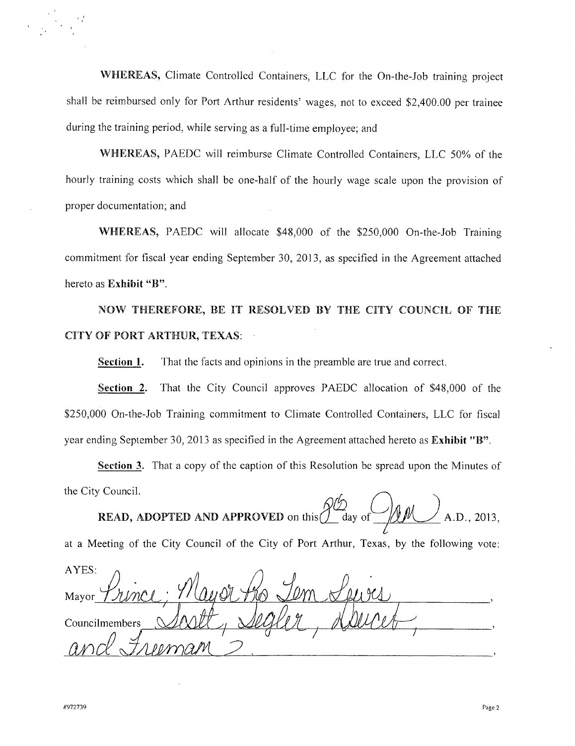**WHEREAS,** Climate Controlled Containers, LLC for the On-the-Job training project shall be reimbursed only for Port Arthur residents' wages, not to exceed $2,400.00 per trainee during the training period, while serving as a full-time employee; and

**WHEREAS,** PAEDC will reimburse Climate Controlled Containers, LLC 50% of the hourly training costs which shall be one-half of the hourly wage scale upon the provision of proper documentation; and

**WHEREAS,** PAEDC will allocate $48,000 of the $250,000 On-the-Job Training commitment for fiscal year ending September 30, 2013, as specified in the Agreement attached hereto as **Exhibit "B"**.

**NOW THEREFORE, BE IT RESOLVED BY THE CITY COUNCIL OF THE CITY OF PORT ARTHUR, TEXAS:**

**Section 1.** That the facts and opinions in the preamble are true and correct.

**Section 2.** That the City Council approves PAEDC allocation of $48,000 of the $250,000 On-the-Job Training commitment to Climate Controlled Containers, LLC for fiscal year ending September 30, 2013 as specified in the Agreement attached hereto as **Exhibit "B"**.

**Section 3.** That a copy of the caption of this Resolution be spread upon the Minutes of the City Council.

**READ, ADOPTED AND APPROVED** on this 8th day of Jan A.D., 2013, at a Meeting of the City Council of the City of Port Arthur, Texas, by the following vote:

AYES:

Mayor Prince; Mayor Pro Tem Lewis,

Councilmembers Scott, Segler, Doucet,

and Freeman.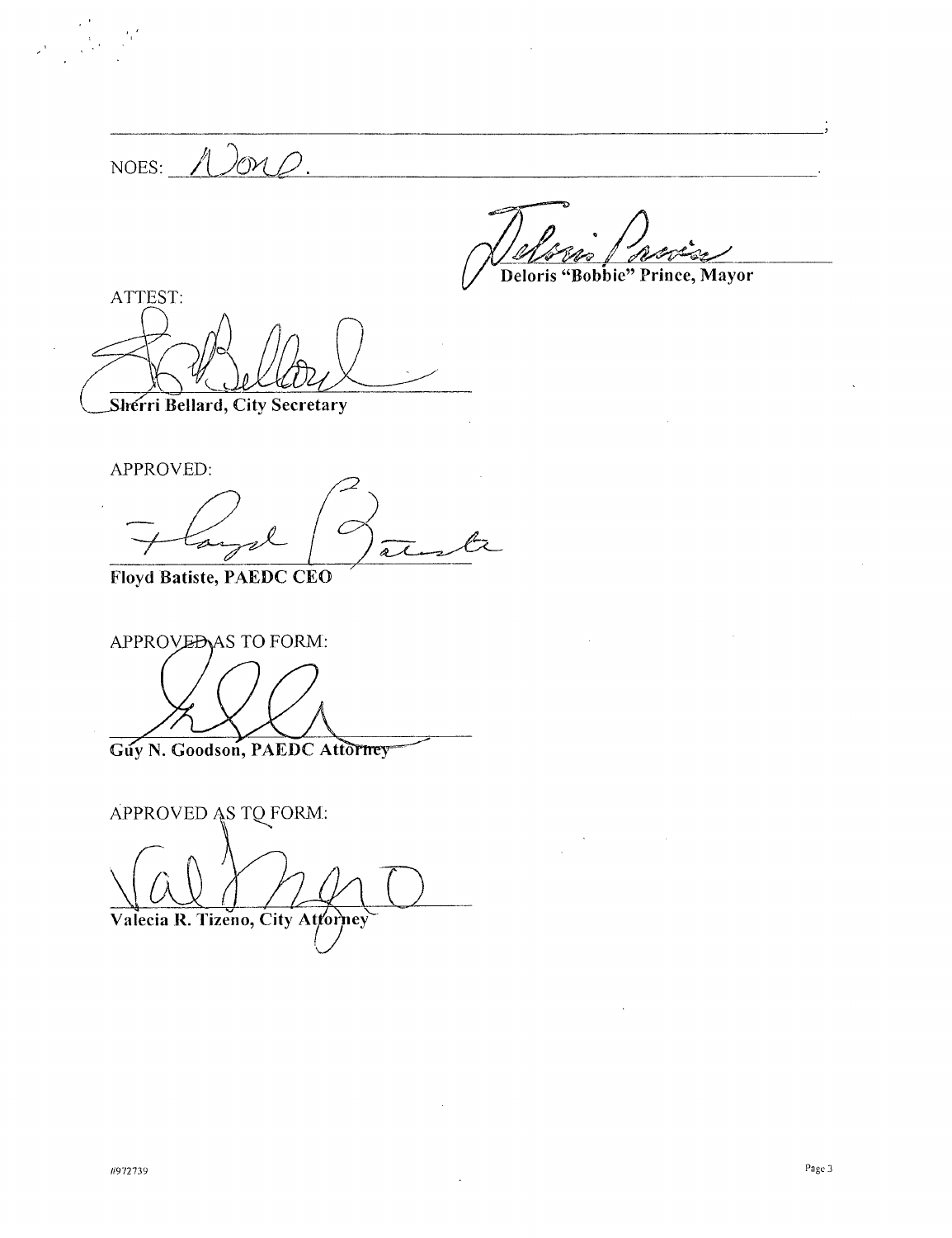_______________________________________________________________________________;

NOES: None.

Deloris "Bobbie" Prince, Mayor

ATTEST:

Sherri Bellard, City Secretary

APPROVED:

Floyd Batiste, PAEDC CEO

APPROVED AS TO FORM:

Guy N. Goodson, PAEDC Attorney

APPROVED AS TO FORM:

Valecia R. Tizeno, City Attorney

#972739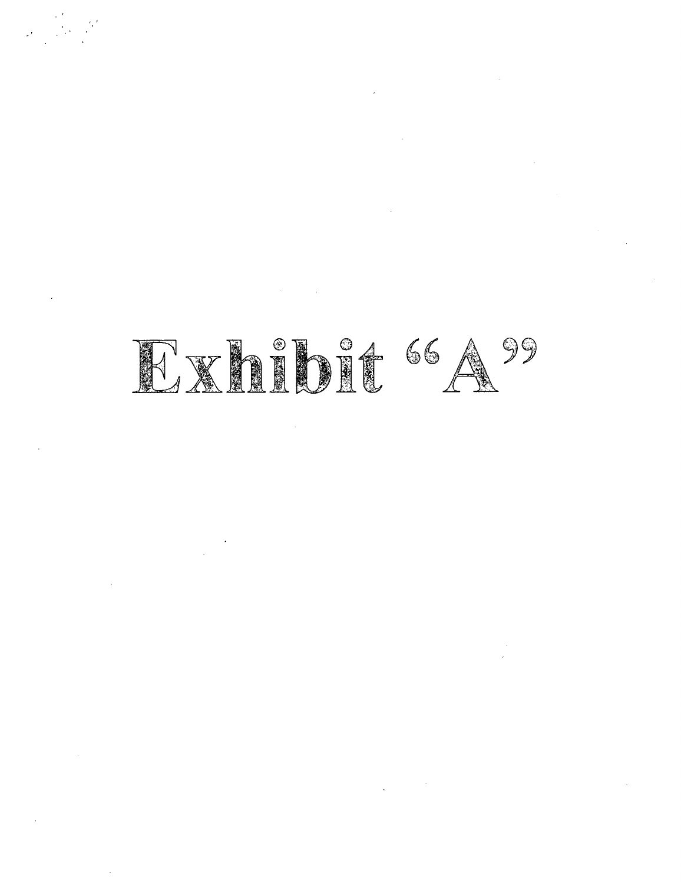# Exhibit "A"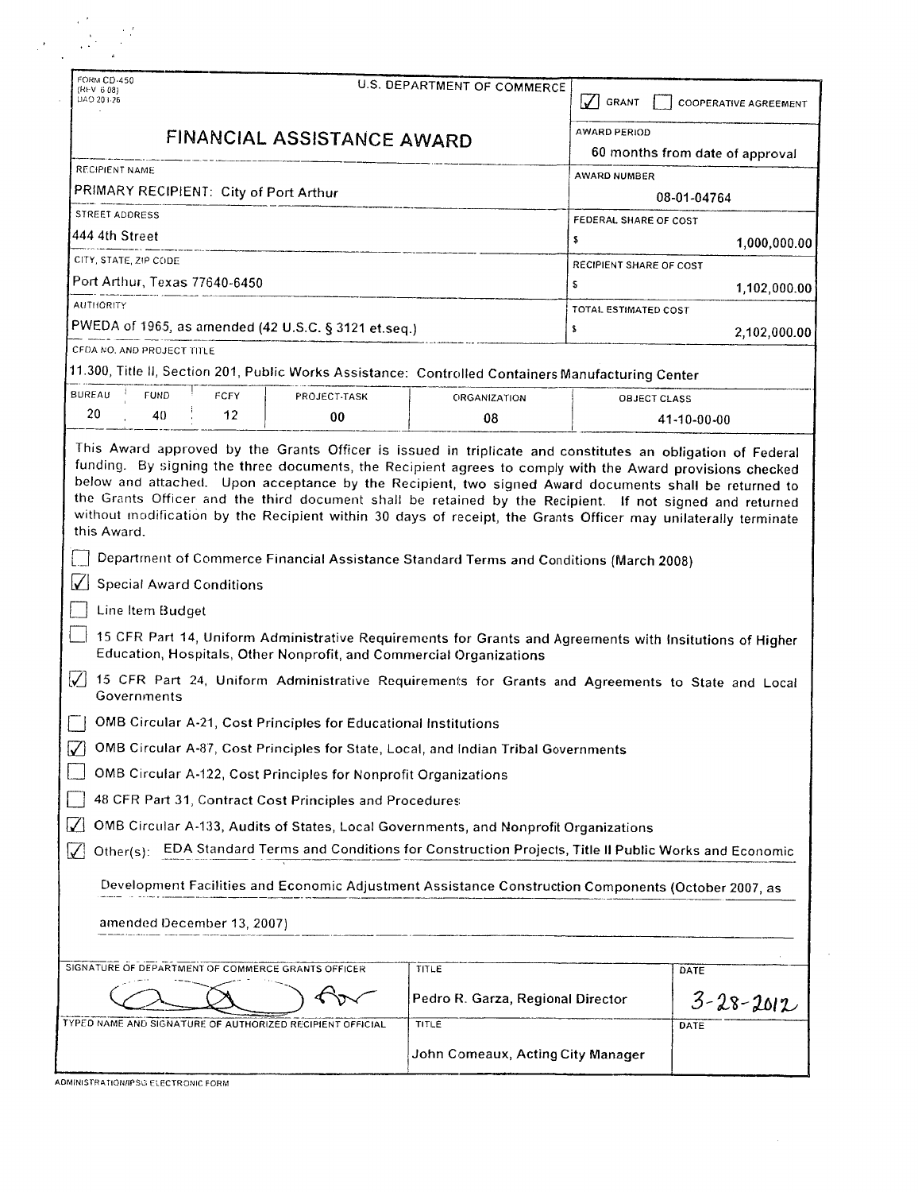FORM CD-450
(REV 6 08)
DAO 203-26

U.S. DEPARTMENT OF COMMERCE

☑ GRANT ☐ COOPERATIVE AGREEMENT

# FINANCIAL ASSISTANCE AWARD

| | |
|---|---|
| **AWARD PERIOD** | 60 months from date of approval |
| **RECIPIENT NAME** | PRIMARY RECIPIENT: City of Port Arthur |
| **AWARD NUMBER** | 08-01-04764 |
| **STREET ADDRESS** | 444 4th Street |
| **FEDERAL SHARE OF COST** | $ 1,000,000.00 |
| **CITY, STATE, ZIP CODE** | Port Arthur, Texas 77640-6450 |
| **RECIPIENT SHARE OF COST** | $ 1,102,000.00 |
| **AUTHORITY** | PWEDA of 1965, as amended (42 U.S.C. § 3121 et.seq.) |
| **TOTAL ESTIMATED COST** | $ 2,102,000.00 |
| **CFDA NO. AND PROJECT TITLE** | 11.300, Title II, Section 201, Public Works Assistance: Controlled Containers Manufacturing Center |

| BUREAU | FUND | FCFY | PROJECT-TASK | ORGANIZATION | OBJECT CLASS |
|---|---|---|---|---|---|
| 20 | 40 | 12 | 00 | 08 | 41-10-00-00 |

This Award approved by the Grants Officer is issued in triplicate and constitutes an obligation of Federal funding. By signing the three documents, the Recipient agrees to comply with the Award provisions checked below and attached. Upon acceptance by the Recipient, two signed Award documents shall be returned to the Grants Officer and the third document shall be retained by the Recipient. If not signed and returned without modification by the Recipient within 30 days of receipt, the Grants Officer may unilaterally terminate this Award.

- ☐ Department of Commerce Financial Assistance Standard Terms and Conditions (March 2008)
- ☑ Special Award Conditions
- ☐ Line Item Budget
- ☐ 15 CFR Part 14, Uniform Administrative Requirements for Grants and Agreements with Insitutions of Higher Education, Hospitals, Other Nonprofit, and Commercial Organizations
- ☑ 15 CFR Part 24, Uniform Administrative Requirements for Grants and Agreements to State and Local Governments
- ☐ OMB Circular A-21, Cost Principles for Educational Institutions
- ☑ OMB Circular A-87, Cost Principles for State, Local, and Indian Tribal Governments
- ☐ OMB Circular A-122, Cost Principles for Nonprofit Organizations
- ☐ 48 CFR Part 31, Contract Cost Principles and Procedures
- ☑ OMB Circular A-133, Audits of States, Local Governments, and Nonprofit Organizations
- ☑ Other(s): EDA Standard Terms and Conditions for Construction Projects, Title II Public Works and Economic Development Facilities and Economic Adjustment Assistance Construction Components (October 2007, as amended December 13, 2007)

| SIGNATURE OF DEPARTMENT OF COMMERCE GRANTS OFFICER | TITLE | DATE |
|---|---|---|
| [signature] | Pedro R. Garza, Regional Director | 3-28-2012 |
| **TYPED NAME AND SIGNATURE OF AUTHORIZED RECIPIENT OFFICIAL** | **TITLE** | **DATE** |
| | John Comeaux, Acting City Manager | |

ADMINISTRATION/IPSG ELECTRONIC FORM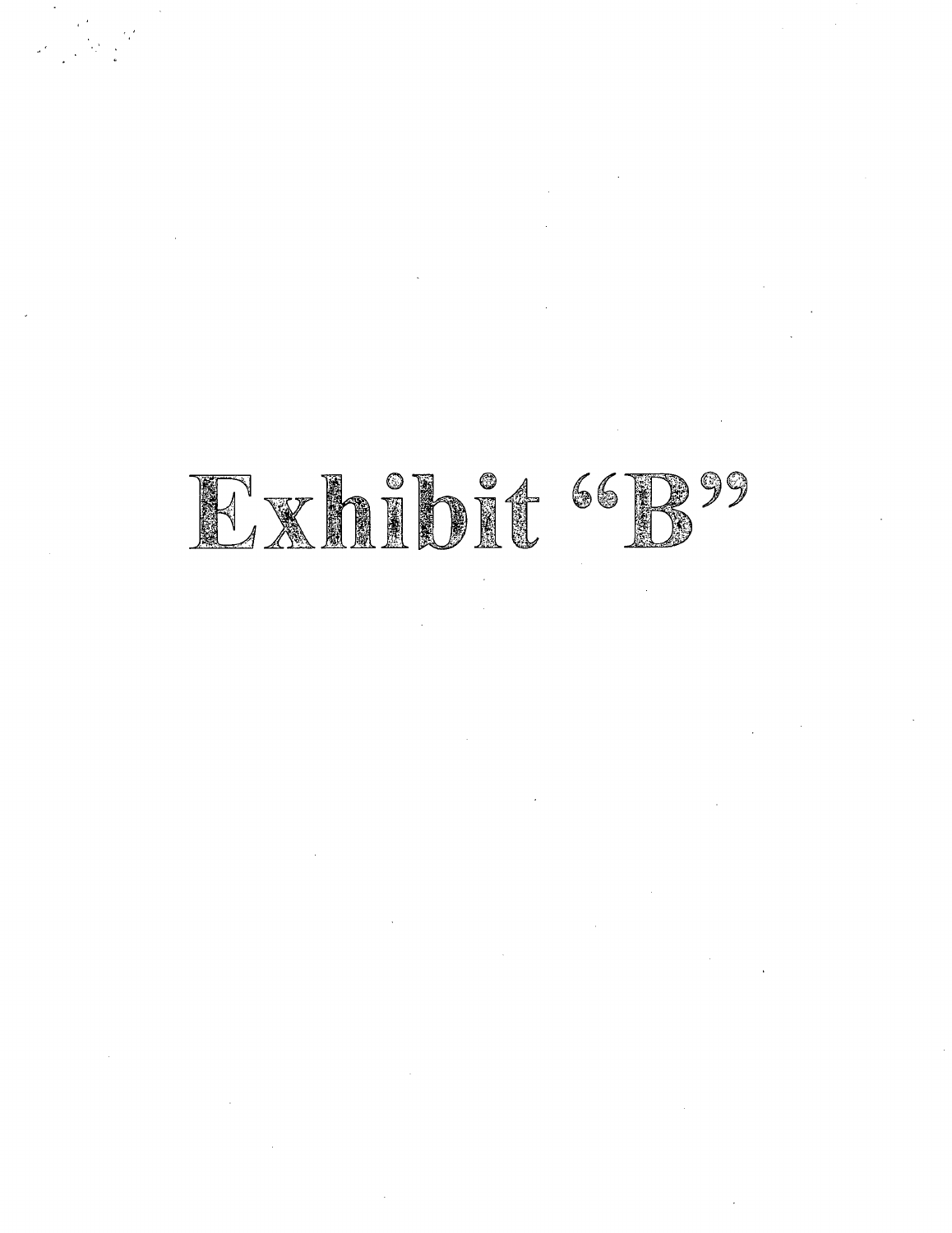# Exhibit "B"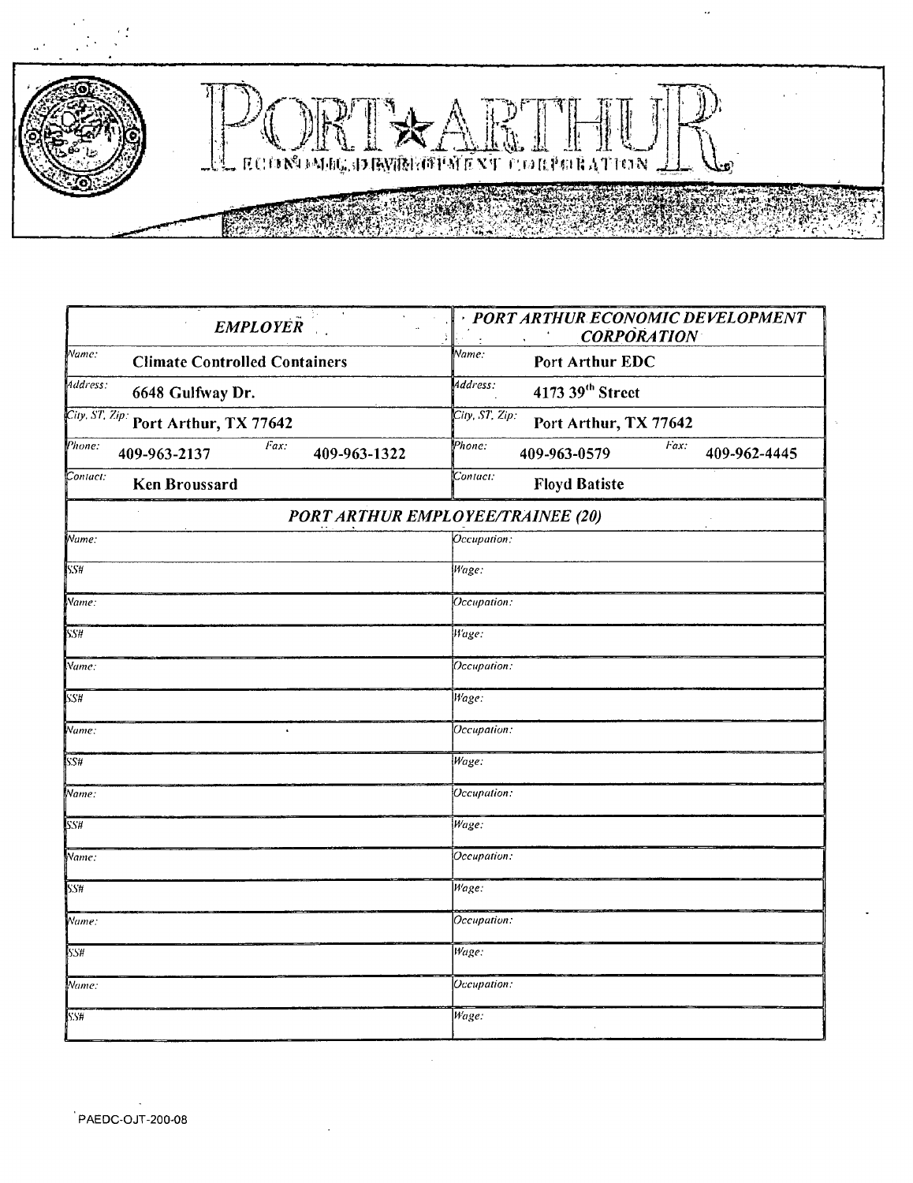# PORT★ARTHUR

ECONOMIC DEVELOPMENT CORPORATION

| *EMPLOYER* | | *PORT ARTHUR ECONOMIC DEVELOPMENT CORPORATION* | |
|---|---|---|---|
| *Name:* **Climate Controlled Containers** | | *Name:* **Port Arthur EDC** | |
| *Address:* **6648 Gulfway Dr.** | | *Address:* **4173 39th Street** | |
| *City, ST, Zip:* **Port Arthur, TX 77642** | | *City, ST, Zip:* **Port Arthur, TX 77642** | |
| *Phone:* **409-963-2137** | *Fax:* **409-963-1322** | *Phone:* **409-963-0579** | *Fax:* **409-962-4445** |
| *Contact:* **Ken Broussard** | | *Contact:* **Floyd Batiste** | |

| *PORT ARTHUR EMPLOYEE/TRAINEE (20)* | |
|---|---|
| *Name:* | *Occupation:* |
| *SS#* | *Wage:* |
| *Name:* | *Occupation:* |
| *SS#* | *Wage:* |
| *Name:* | *Occupation:* |
| *SS#* | *Wage:* |
| *Name:* | *Occupation:* |
| *SS#* | *Wage:* |
| *Name:* | *Occupation:* |
| *SS#* | *Wage:* |
| *Name:* | *Occupation:* |
| *SS#* | *Wage:* |
| *Name:* | *Occupation:* |
| *SS#* | *Wage:* |
| *Name:* | *Occupation:* |
| *SS#* | *Wage:* |

PAEDC-OJT-200-08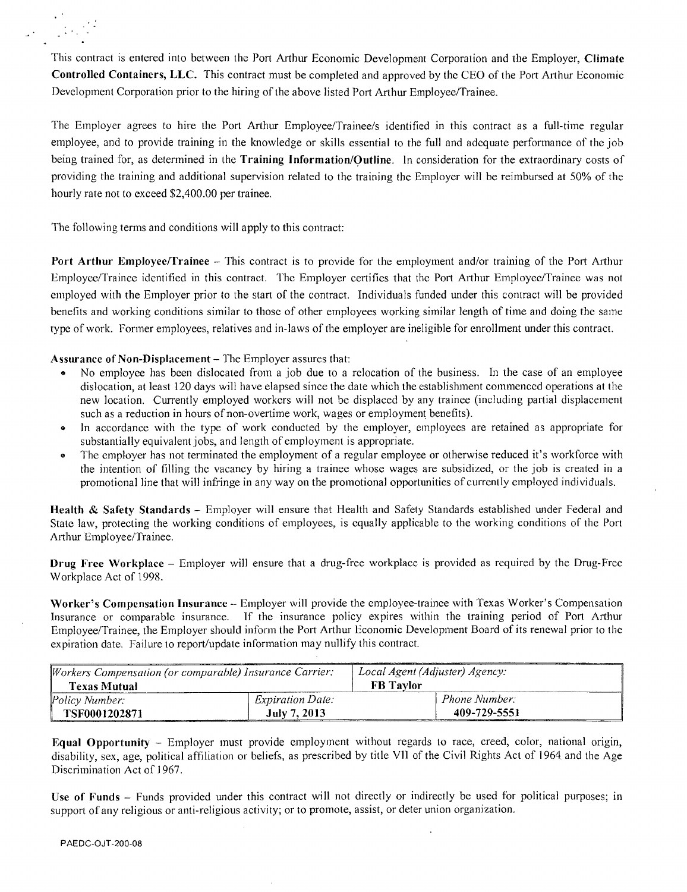This contract is entered into between the Port Arthur Economic Development Corporation and the Employer, **Climate Controlled Containers, LLC.** This contract must be completed and approved by the CEO of the Port Arthur Economic Development Corporation prior to the hiring of the above listed Port Arthur Employee/Trainee.

The Employer agrees to hire the Port Arthur Employee/Trainee/s identified in this contract as a full-time regular employee, and to provide training in the knowledge or skills essential to the full and adequate performance of the job being trained for, as determined in the **Training Information/Outline**. In consideration for the extraordinary costs of providing the training and additional supervision related to the training the Employer will be reimbursed at 50% of the hourly rate not to exceed $2,400.00 per trainee.

The following terms and conditions will apply to this contract:

**Port Arthur Employee/Trainee** – This contract is to provide for the employment and/or training of the Port Arthur Employee/Trainee identified in this contract. The Employer certifies that the Port Arthur Employee/Trainee was not employed with the Employer prior to the start of the contract. Individuals funded under this contract will be provided benefits and working conditions similar to those of other employees working similar length of time and doing the same type of work. Former employees, relatives and in-laws of the employer are ineligible for enrollment under this contract.

**Assurance of Non-Displacement** – The Employer assures that:

- No employee has been dislocated from a job due to a relocation of the business. In the case of an employee dislocation, at least 120 days will have elapsed since the date which the establishment commenced operations at the new location. Currently employed workers will not be displaced by any trainee (including partial displacement such as a reduction in hours of non-overtime work, wages or employment benefits).
- In accordance with the type of work conducted by the employer, employees are retained as appropriate for substantially equivalent jobs, and length of employment is appropriate.
- The employer has not terminated the employment of a regular employee or otherwise reduced it's workforce with the intention of filling the vacancy by hiring a trainee whose wages are subsidized, or the job is created in a promotional line that will infringe in any way on the promotional opportunities of currently employed individuals.

**Health & Safety Standards** – Employer will ensure that Health and Safety Standards established under Federal and State law, protecting the working conditions of employees, is equally applicable to the working conditions of the Port Arthur Employee/Trainee.

**Drug Free Workplace** – Employer will ensure that a drug-free workplace is provided as required by the Drug-Free Workplace Act of 1998.

**Worker's Compensation Insurance** – Employer will provide the employee-trainee with Texas Worker's Compensation Insurance or comparable insurance. If the insurance policy expires within the training period of Port Arthur Employee/Trainee, the Employer should inform the Port Arthur Economic Development Board of its renewal prior to the expiration date. Failure to report/update information may nullify this contract.

| *Workers Compensation (or comparable) Insurance Carrier:* **Texas Mutual** | | *Local Agent (Adjuster) Agency:* **FB Taylor** |
|---|---|---|
| *Policy Number:* **TSF0001202871** | *Expiration Date:* **July 7, 2013** | *Phone Number:* **409-729-5551** |

**Equal Opportunity** – Employer must provide employment without regards to race, creed, color, national origin, disability, sex, age, political affiliation or beliefs, as prescribed by title VII of the Civil Rights Act of 1964 and the Age Discrimination Act of 1967.

**Use of Funds** – Funds provided under this contract will not directly or indirectly be used for political purposes; in support of any religious or anti-religious activity; or to promote, assist, or deter union organization.

PAEDC-OJT-200-08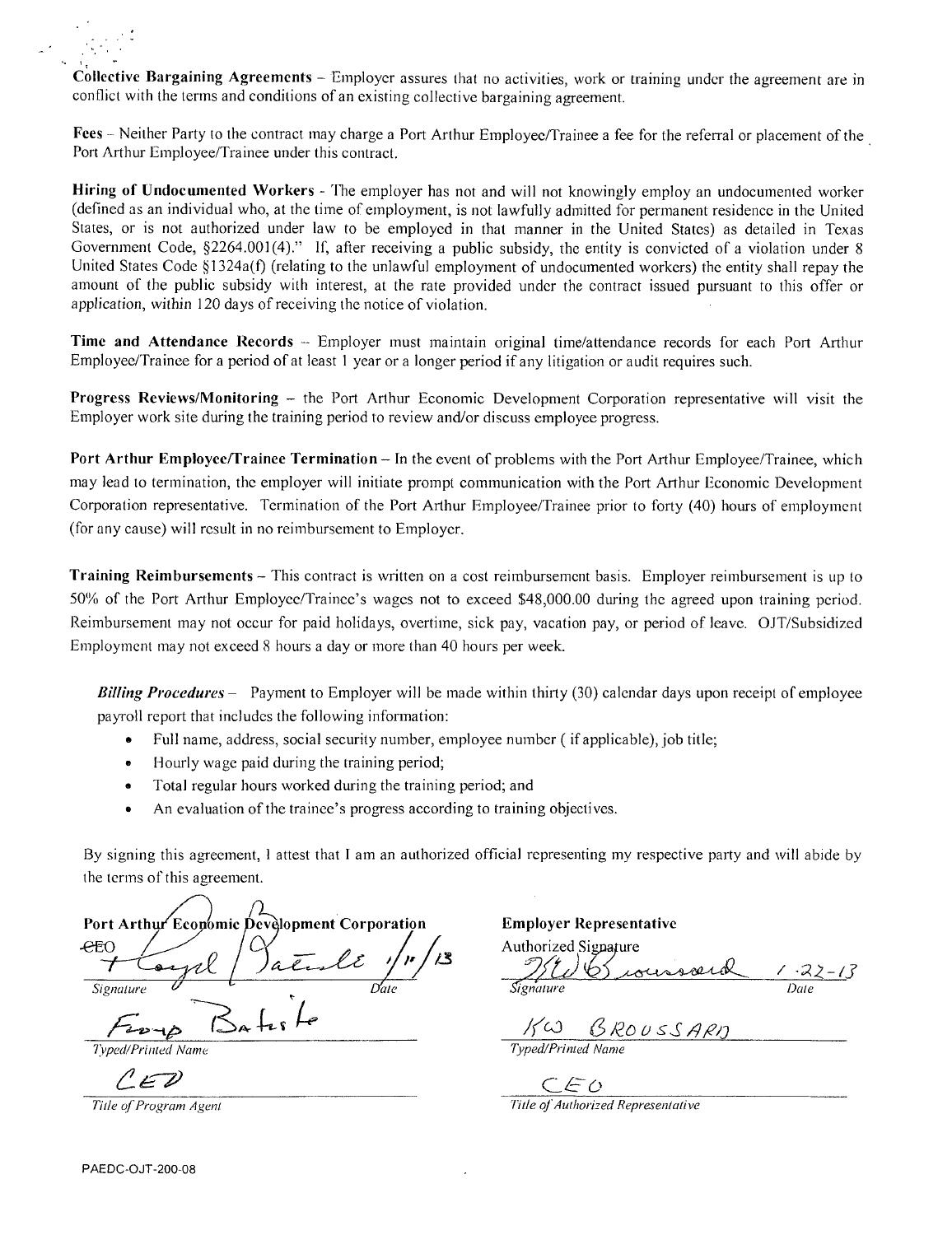**Collective Bargaining Agreements** – Employer assures that no activities, work or training under the agreement are in conflict with the terms and conditions of an existing collective bargaining agreement.

**Fees** – Neither Party to the contract may charge a Port Arthur Employee/Trainee a fee for the referral or placement of the Port Arthur Employee/Trainee under this contract.

**Hiring of Undocumented Workers** - The employer has not and will not knowingly employ an undocumented worker (defined as an individual who, at the time of employment, is not lawfully admitted for permanent residence in the United States, or is not authorized under law to be employed in that manner in the United States) as detailed in Texas Government Code, §2264.001(4)." If, after receiving a public subsidy, the entity is convicted of a violation under 8 United States Code §1324a(f) (relating to the unlawful employment of undocumented workers) the entity shall repay the amount of the public subsidy with interest, at the rate provided under the contract issued pursuant to this offer or application, within 120 days of receiving the notice of violation.

**Time and Attendance Records** – Employer must maintain original time/attendance records for each Port Arthur Employee/Trainee for a period of at least 1 year or a longer period if any litigation or audit requires such.

**Progress Reviews/Monitoring** – the Port Arthur Economic Development Corporation representative will visit the Employer work site during the training period to review and/or discuss employee progress.

**Port Arthur Employee/Trainee Termination** – In the event of problems with the Port Arthur Employee/Trainee, which may lead to termination, the employer will initiate prompt communication with the Port Arthur Economic Development Corporation representative. Termination of the Port Arthur Employee/Trainee prior to forty (40) hours of employment (for any cause) will result in no reimbursement to Employer.

**Training Reimbursements** – This contract is written on a cost reimbursement basis. Employer reimbursement is up to 50% of the Port Arthur Employee/Trainee's wages not to exceed $48,000.00 during the agreed upon training period. Reimbursement may not occur for paid holidays, overtime, sick pay, vacation pay, or period of leave. OJT/Subsidized Employment may not exceed 8 hours a day or more than 40 hours per week.

***Billing Procedures*** – Payment to Employer will be made within thirty (30) calendar days upon receipt of employee payroll report that includes the following information:

- Full name, address, social security number, employee number ( if applicable), job title;
- Hourly wage paid during the training period;
- Total regular hours worked during the training period; and
- An evaluation of the trainee's progress according to training objectives.

By signing this agreement, I attest that I am an authorized official representing my respective party and will abide by the terms of this agreement.

**Port Arthur Economic Development Corporation**

~~CEO~~ Floyd Batiste 1/11/13

*Signature* *Date*

Floyd Batiste

*Typed/Printed Name*

CEO

*Title of Program Agent*

**Employer Representative**

Authorized Signature

KW Broussard 1-22-13

*Signature* *Date*

KW BROUSSARD

*Typed/Printed Name*

CEO

*Title of Authorized Representative*

PAEDC-OJT-200-08